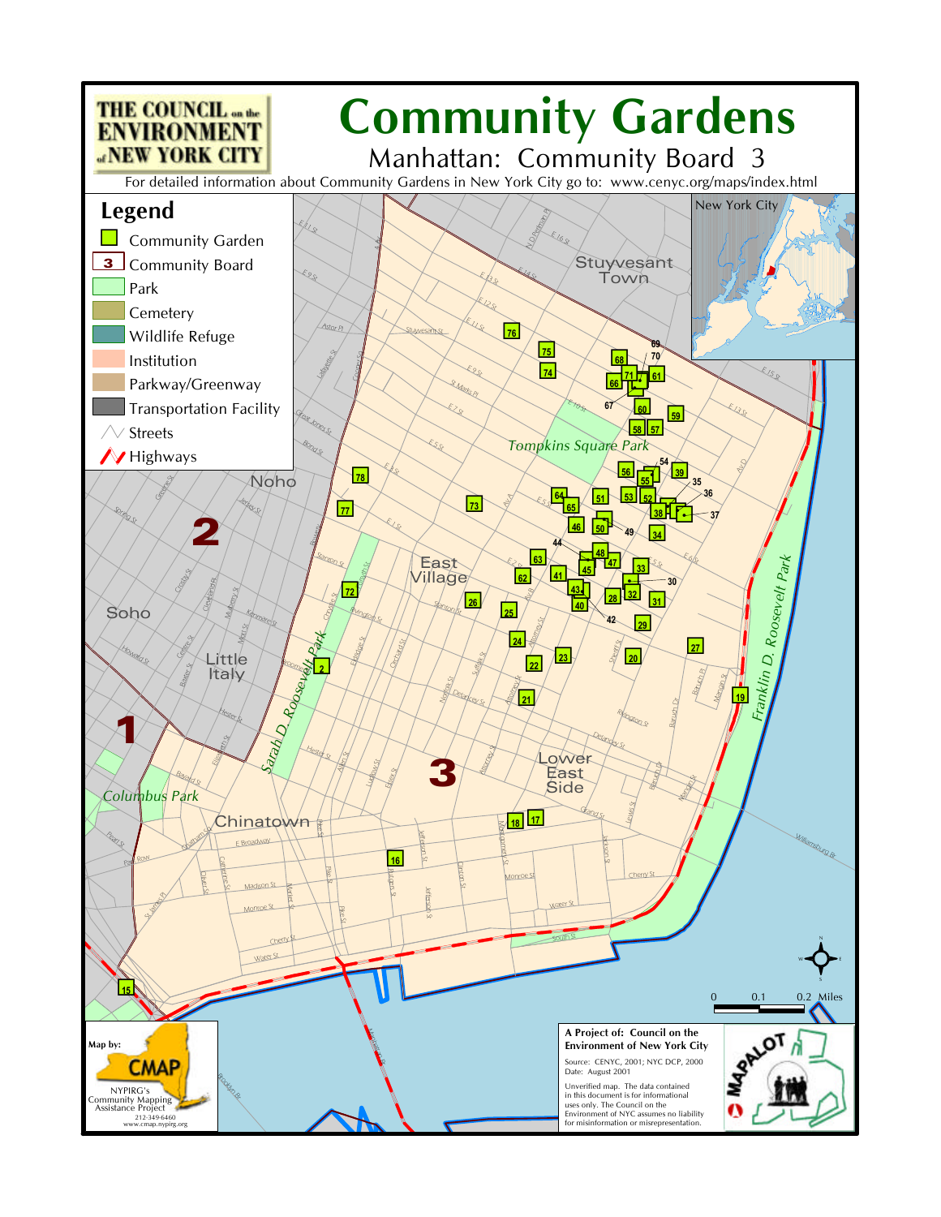THE COUNCIL on the ENVIRONMENT of NEW YORK CITY

# Community Gardens

## Manhattan: Community Board 3

For detailed information about Community Gardens in New York City go to: www.cenyc.org/maps/index.html

### Legend

- Community Garden
- Community Board
- Park
- Cemetery
- Wildlife Refuge
- Institution
- Parkway/Greenway
- Transportation Facility
- Streets
- Highways

**A Project of: Council on the Environment of New York City**

Source: CENYC, 2001; NYC DCP, 2000
Date: August 2001

Unverified map. The data contained in this document is for informational uses only. The Council on the Environment of NYC assumes no liability for misinformation or misrepresentation.

Map by: CMAP
NYPIRG's Community Mapping Assistance Project
212-349-6460
www.cmap.nypirg.org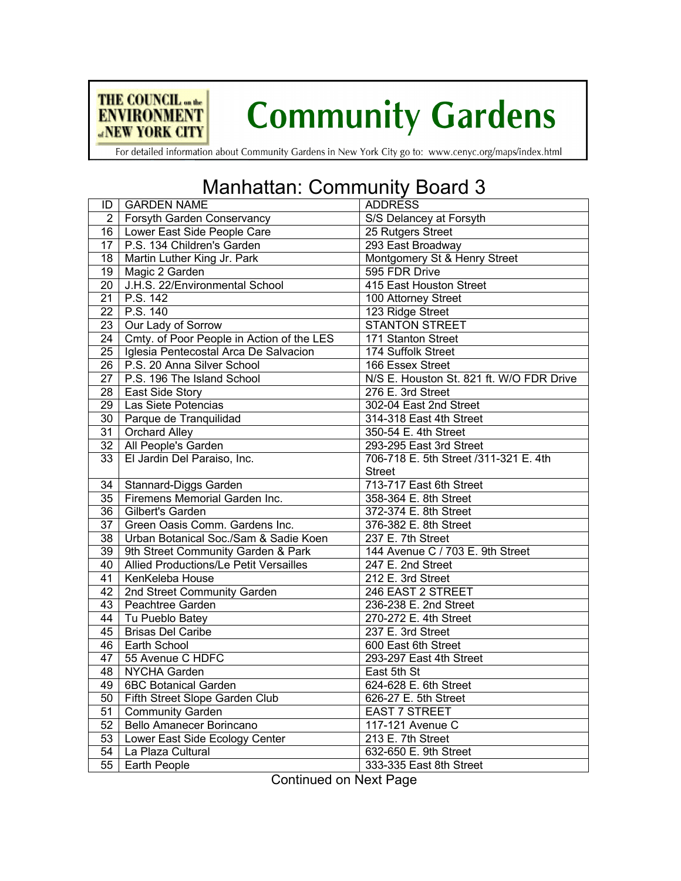THE COUNCIL on the ENVIRONMENT of NEW YORK CITY

# Community Gardens

For detailed information about Community Gardens in New York City go to: www.cenyc.org/maps/index.html

## Manhattan: Community Board 3

| ID | GARDEN NAME | ADDRESS |
|---|---|---|
| 2 | Forsyth Garden Conservancy | S/S Delancey at Forsyth |
| 16 | Lower East Side People Care | 25 Rutgers Street |
| 17 | P.S. 134 Children's Garden | 293 East Broadway |
| 18 | Martin Luther King Jr. Park | Montgomery St & Henry Street |
| 19 | Magic 2 Garden | 595 FDR Drive |
| 20 | J.H.S. 22/Environmental School | 415 East Houston Street |
| 21 | P.S. 142 | 100 Attorney Street |
| 22 | P.S. 140 | 123 Ridge Street |
| 23 | Our Lady of Sorrow | STANTON STREET |
| 24 | Cmty. of Poor People in Action of the LES | 171 Stanton Street |
| 25 | Iglesia Pentecostal Arca De Salvacion | 174 Suffolk Street |
| 26 | P.S. 20 Anna Silver School | 166 Essex Street |
| 27 | P.S. 196 The Island School | N/S E. Houston St. 821 ft. W/O FDR Drive |
| 28 | East Side Story | 276 E. 3rd Street |
| 29 | Las Siete Potencias | 302-04 East 2nd Street |
| 30 | Parque de Tranquilidad | 314-318 East 4th Street |
| 31 | Orchard Alley | 350-54 E. 4th Street |
| 32 | All People's Garden | 293-295 East 3rd Street |
| 33 | El Jardin Del Paraiso, Inc. | 706-718 E. 5th Street /311-321 E. 4th Street |
| 34 | Stannard-Diggs Garden | 713-717 East 6th Street |
| 35 | Firemens Memorial Garden Inc. | 358-364 E. 8th Street |
| 36 | Gilbert's Garden | 372-374 E. 8th Street |
| 37 | Green Oasis Comm. Gardens Inc. | 376-382 E. 8th Street |
| 38 | Urban Botanical Soc./Sam & Sadie Koen | 237 E. 7th Street |
| 39 | 9th Street Community Garden & Park | 144 Avenue C / 703 E. 9th Street |
| 40 | Allied Productions/Le Petit Versailles | 247 E. 2nd Street |
| 41 | KenKeleba House | 212 E. 3rd Street |
| 42 | 2nd Street Community Garden | 246 EAST 2 STREET |
| 43 | Peachtree Garden | 236-238 E. 2nd Street |
| 44 | Tu Pueblo Batey | 270-272 E. 4th Street |
| 45 | Brisas Del Caribe | 237 E. 3rd Street |
| 46 | Earth School | 600 East 6th Street |
| 47 | 55 Avenue C HDFC | 293-297 East 4th Street |
| 48 | NYCHA Garden | East 5th St |
| 49 | 6BC Botanical Garden | 624-628 E. 6th Street |
| 50 | Fifth Street Slope Garden Club | 626-27 E. 5th Street |
| 51 | Community Garden | EAST 7 STREET |
| 52 | Bello Amanecer Borincano | 117-121 Avenue C |
| 53 | Lower East Side Ecology Center | 213 E. 7th Street |
| 54 | La Plaza Cultural | 632-650 E. 9th Street |
| 55 | Earth People | 333-335 East 8th Street |

Continued on Next Page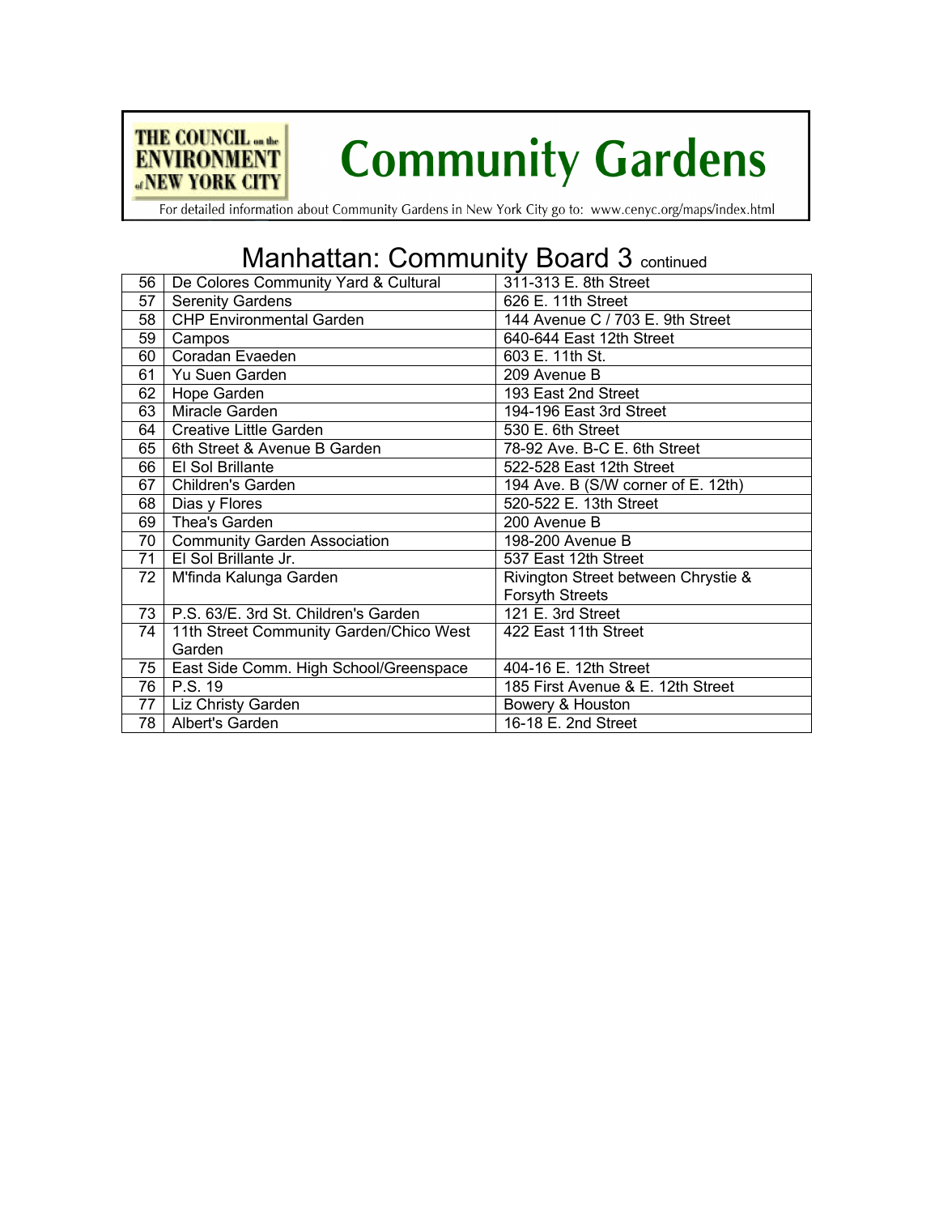# Community Gardens

For detailed information about Community Gardens in New York City go to: www.cenyc.org/maps/index.html

## Manhattan: Community Board 3 continued

| | | |
|---|---|---|
| 56 | De Colores Community Yard & Cultural | 311-313 E. 8th Street |
| 57 | Serenity Gardens | 626 E. 11th Street |
| 58 | CHP Environmental Garden | 144 Avenue C / 703 E. 9th Street |
| 59 | Campos | 640-644 East 12th Street |
| 60 | Coradan Evaeden | 603 E. 11th St. |
| 61 | Yu Suen Garden | 209 Avenue B |
| 62 | Hope Garden | 193 East 2nd Street |
| 63 | Miracle Garden | 194-196 East 3rd Street |
| 64 | Creative Little Garden | 530 E. 6th Street |
| 65 | 6th Street & Avenue B Garden | 78-92 Ave. B-C E. 6th Street |
| 66 | El Sol Brillante | 522-528 East 12th Street |
| 67 | Children's Garden | 194 Ave. B (S/W corner of E. 12th) |
| 68 | Dias y Flores | 520-522 E. 13th Street |
| 69 | Thea's Garden | 200 Avenue B |
| 70 | Community Garden Association | 198-200 Avenue B |
| 71 | El Sol Brillante Jr. | 537 East 12th Street |
| 72 | M'finda Kalunga Garden | Rivington Street between Chrystie & Forsyth Streets |
| 73 | P.S. 63/E. 3rd St. Children's Garden | 121 E. 3rd Street |
| 74 | 11th Street Community Garden/Chico West Garden | 422 East 11th Street |
| 75 | East Side Comm. High School/Greenspace | 404-16 E. 12th Street |
| 76 | P.S. 19 | 185 First Avenue & E. 12th Street |
| 77 | Liz Christy Garden | Bowery & Houston |
| 78 | Albert's Garden | 16-18 E. 2nd Street |